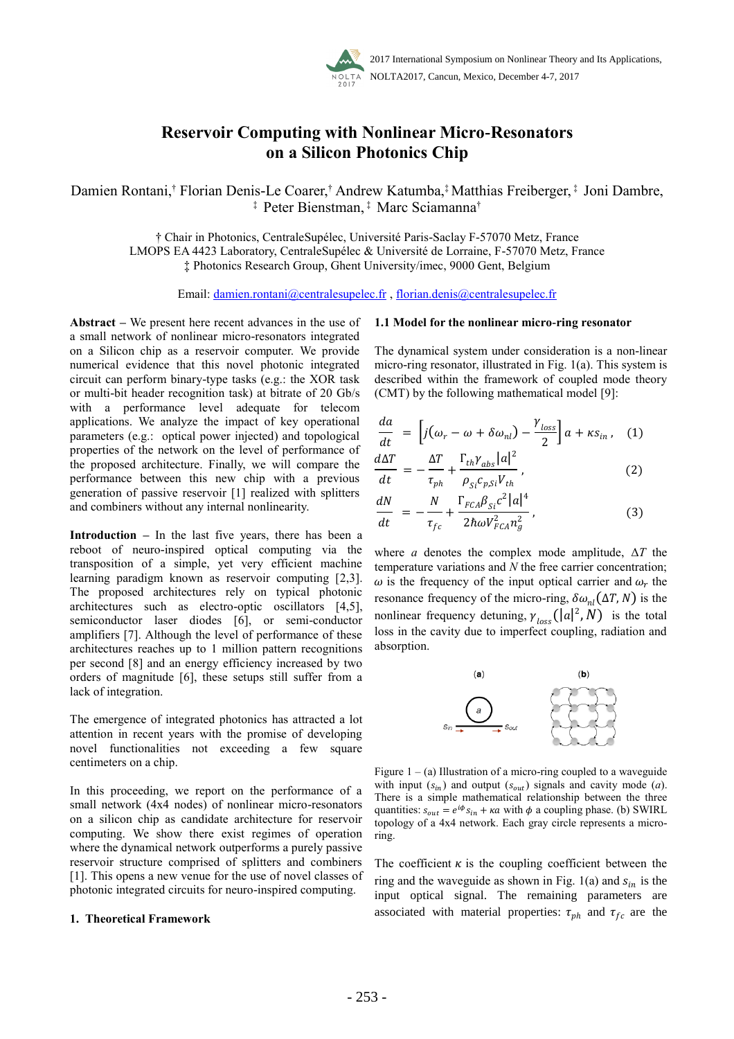# Reservoir Computing with Nonlinear Micro-Resonators on a Silicon Photonics Chip

Damien Rontani,† Florian Denis-Le Coarer,† Andrew Katumba,‡ Matthias Freiberger,‡ Joni Dambre,‡ Peter Bienstman,‡ Marc Sciamanna†

† Chair in Photonics, CentraleSupélec, Université Paris-Saclay F-57070 Metz, France
LMOPS EA 4423 Laboratory, CentraleSupélec & Université de Lorraine, F-57070 Metz, France
‡ Photonics Research Group, Ghent University/imec, 9000 Gent, Belgium

Email: damien.rontani@centralesupelec.fr , florian.denis@centralesupelec.fr

**Abstract –** We present here recent advances in the use of a small network of nonlinear micro-resonators integrated on a Silicon chip as a reservoir computer. We provide numerical evidence that this novel photonic integrated circuit can perform binary-type tasks (e.g.: the XOR task or multi-bit header recognition task) at bitrate of 20 Gb/s with a performance level adequate for telecom applications. We analyze the impact of key operational parameters (e.g.: optical power injected) and topological properties of the network on the level of performance of the proposed architecture. Finally, we will compare the performance between this new chip with a previous generation of passive reservoir [1] realized with splitters and combiners without any internal nonlinearity.

**Introduction –** In the last five years, there has been a reboot of neuro-inspired optical computing via the transposition of a simple, yet very efficient machine learning paradigm known as reservoir computing [2,3]. The proposed architectures rely on typical photonic architectures such as electro-optic oscillators [4,5], semiconductor laser diodes [6], or semi-conductor amplifiers [7]. Although the level of performance of these architectures reaches up to 1 million pattern recognitions per second [8] and an energy efficiency increased by two orders of magnitude [6], these setups still suffer from a lack of integration.

The emergence of integrated photonics has attracted a lot attention in recent years with the promise of developing novel functionalities not exceeding a few square centimeters on a chip.

In this proceeding, we report on the performance of a small network (4x4 nodes) of nonlinear micro-resonators on a silicon chip as candidate architecture for reservoir computing. We show there exist regimes of operation where the dynamical network outperforms a purely passive reservoir structure comprised of splitters and combiners [1]. This opens a new venue for the use of novel classes of photonic integrated circuits for neuro-inspired computing.

## 1. Theoretical Framework

### 1.1 Model for the nonlinear micro-ring resonator

The dynamical system under consideration is a non-linear micro-ring resonator, illustrated in Fig. 1(a). This system is described within the framework of coupled mode theory (CMT) by the following mathematical model [9]:

$$\frac{da}{dt} = \left[j(\omega_r - \omega + \delta\omega_{nl}) - \frac{\gamma_{loss}}{2}\right] a + \kappa s_{in}\,, \quad (1)$$

$$\frac{d\Delta T}{dt} = -\frac{\Delta T}{\tau_{ph}} + \frac{\Gamma_{th}\gamma_{abs}|a|^2}{\rho_{Si}c_{p,Si}V_{th}}\,, \quad (2)$$

$$\frac{dN}{dt} = -\frac{N}{\tau_{fc}} + \frac{\Gamma_{FCA}\beta_{Si}c^2|a|^4}{2\hbar\omega V_{FCA}^2 n_g^2}\,, \quad (3)$$

where $a$ denotes the complex mode amplitude, $\Delta T$ the temperature variations and $N$ the free carrier concentration; $\omega$ is the frequency of the input optical carrier and $\omega_r$ the resonance frequency of the micro-ring, $\delta\omega_{nl}(\Delta T, N)$ is the nonlinear frequency detuning, $\gamma_{loss}(|a|^2, N)$ is the total loss in the cavity due to imperfect coupling, radiation and absorption.

Figure 1 – (a) Illustration of a micro-ring coupled to a waveguide with input ($s_{in}$) and output ($s_{out}$) signals and cavity mode ($a$). There is a simple relationship between the three quantities: $s_{out} = e^{i\phi}s_{in} + \kappa a$ with $\phi$ a coupling phase. (b) SWIRL topology of a 4x4 network. Each gray circle represents a micro-ring.

The coefficient $\kappa$ is the coupling coefficient between the ring and the waveguide as shown in Fig. 1(a) and $s_{in}$ is the input optical signal. The remaining parameters are associated with material properties: $\tau_{ph}$ and $\tau_{fc}$ are the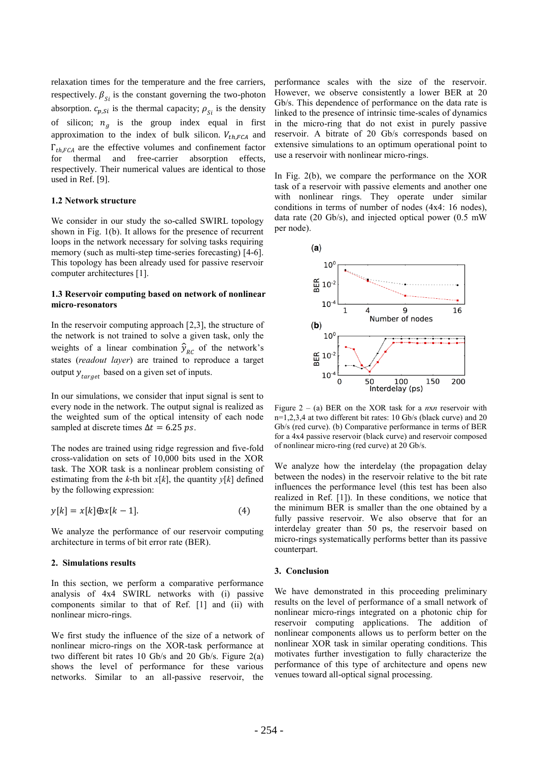relaxation times for the temperature and the free carriers, respectively. $\beta_{Si}$ is the constant governing the two-photon absorption. $c_{p,Si}$ is the thermal capacity; $\rho_{Si}$ is the density of silicon; $n_g$ is the group index equal in first approximation to the index of bulk silicon. $V_{th,FCA}$ and $\Gamma_{th,FCA}$ are the effective volumes and confinement factor for thermal and free-carrier absorption effects, respectively. Their numerical values are identical to those used in Ref. [9].

### 1.2 Network structure

We consider in our study the so-called SWIRL topology shown in Fig. 1(b). It allows for the presence of recurrent loops in the network necessary for solving tasks requiring memory (such as multi-step time-series forecasting) [4-6]. This topology has been already used for passive reservoir computer architectures [1].

### 1.3 Reservoir computing based on network of nonlinear micro-resonators

In the reservoir computing approach [2,3], the structure of the network is not trained to solve a given task, only the weights of a linear combination $\hat{y}_{RC}$ of the network's states (*readout layer*) are trained to reproduce a target output $y_{target}$ based on a given set of inputs.

In our simulations, we consider that input signal is sent to every node in the network. The output signal is realized as the weighted sum of the optical intensity of each node sampled at discrete times $\Delta t = 6.25\ ps$.

The nodes are trained using ridge regression and five-fold cross-validation on sets of 10,000 bits used in the XOR task. The XOR task is a nonlinear problem consisting of estimating from the $k$-th bit $x[k]$, the quantity $y[k]$ defined by the following expression:

$$y[k] = x[k] \oplus x[k-1]. \tag{4}$$

We analyze the performance of our reservoir computing architecture in terms of bit error rate (BER).

## 2. Simulations results

In this section, we perform a comparative performance analysis of 4x4 SWIRL networks with (i) passive components similar to that of Ref. [1] and (ii) with nonlinear micro-rings.

We first study the influence of the size of a network of nonlinear micro-rings on the XOR-task performance at two different bit rates 10 Gb/s and 20 Gb/s. Figure 2(a) shows the level of performance for these various networks. Similar to an all-passive reservoir, the performance scales with the size of the reservoir. However, we observe consistently a lower BER at 20 Gb/s. This dependence of performance on the data rate is linked to the presence of intrinsic time-scales of dynamics in the micro-ring that do not exist in purely passive reservoir. A bitrate of 20 Gb/s corresponds based on extensive simulations to an optimum operational point to use a reservoir with nonlinear micro-rings.

In Fig. 2(b), we compare the performance on the XOR task of a reservoir with passive elements and another one with nonlinear rings. They operate under similar conditions in terms of number of nodes (4x4: 16 nodes), data rate (20 Gb/s), and injected optical power (0.5 mW per node).

Figure 2 – (a) BER on the XOR task for a *nxn* reservoir with n=1,2,3,4 at two different bit rates: 10 Gb/s (black curve) and 20 Gb/s (red curve). (b) Comparative performance in terms of BER for a 4x4 passive reservoir (black curve) and reservoir composed of nonlinear micro-ring (red curve) at 20 Gb/s.

We analyze how the interdelay (the propagation delay between the nodes) in the reservoir relative to the bit rate influences the performance level (this test has been also realized in Ref. [1]). In these conditions, we notice that the minimum BER is smaller than the one obtained by a fully passive reservoir. We also observe that for an interdelay greater than 50 ps, the reservoir based on micro-rings systematically performs better than its passive counterpart.

## 3. Conclusion

We have demonstrated in this proceeding preliminary results on the level of performance of a small network of nonlinear micro-rings integrated on a photonic chip for reservoir computing applications. The addition of nonlinear components allows us to perform better on the nonlinear XOR task in similar operating conditions. This motivates further investigation to fully characterize the performance of this type of architecture and opens new venues toward all-optical signal processing.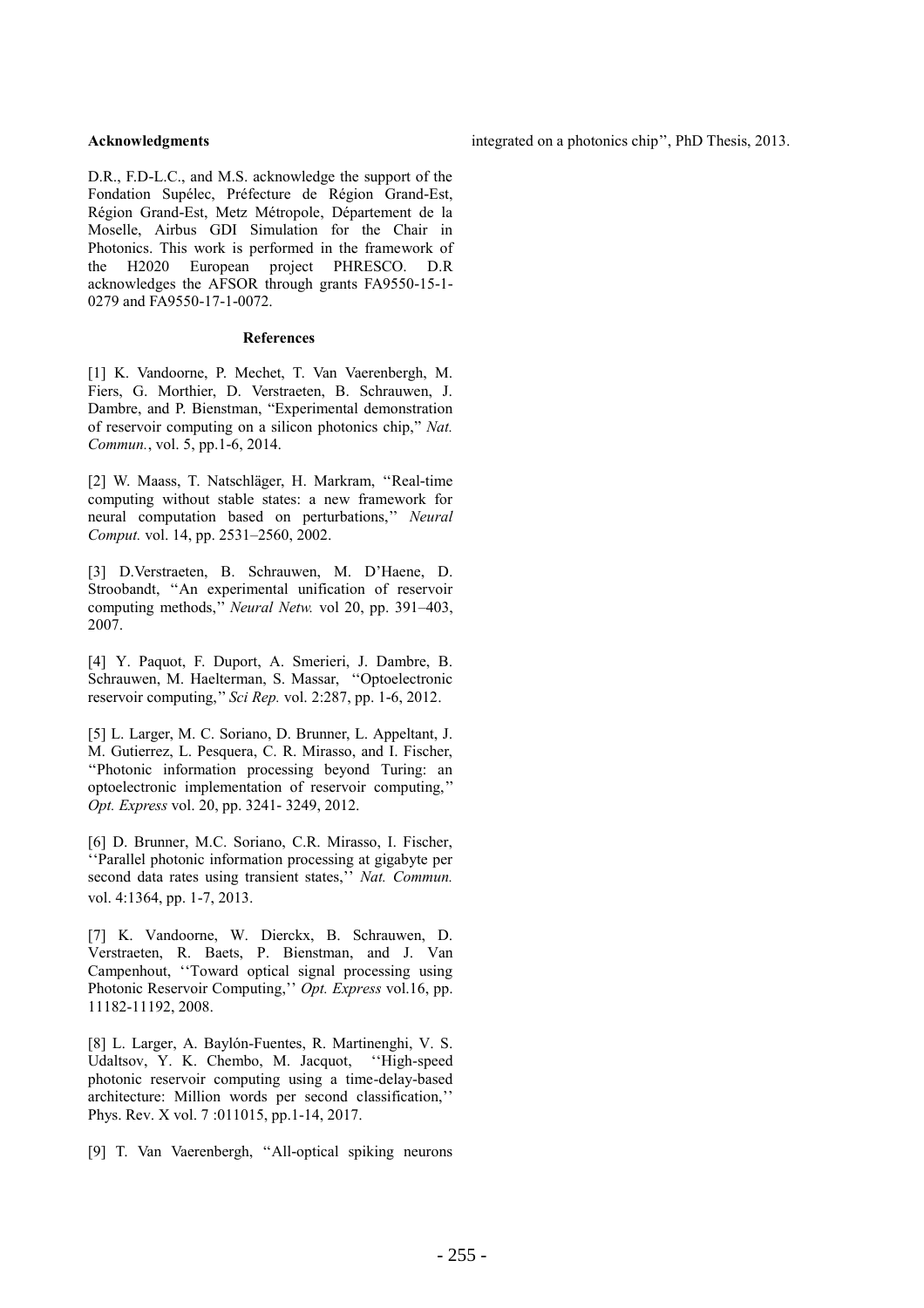## Acknowledgments

D.R., F.D-L.C., and M.S. acknowledge the support of the Fondation Supélec, Préfecture de Région Grand-Est, Région Grand-Est, Metz Métropole, Département de la Moselle, Airbus GDI Simulation for the Chair in Photonics. This work is performed in the framework of the H2020 European project PHRESCO. D.R acknowledges the AFSOR through grants FA9550-15-1-0279 and FA9550-17-1-0072.

## References

[1] K. Vandoorne, P. Mechet, T. Van Vaerenbergh, M. Fiers, G. Morthier, D. Verstraeten, B. Schrauwen, J. Dambre, and P. Bienstman, "Experimental demonstration of reservoir computing on a silicon photonics chip," *Nat. Commun.*, vol. 5, pp.1-6, 2014.

[2] W. Maass, T. Natschläger, H. Markram, ''Real-time computing without stable states: a new framework for neural computation based on perturbations,'' *Neural Comput.* vol. 14, pp. 2531–2560, 2002.

[3] D.Verstraeten, B. Schrauwen, M. D'Haene, D. Stroobandt, ''An experimental unification of reservoir computing methods,'' *Neural Netw.* vol 20, pp. 391–403, 2007.

[4] Y. Paquot, F. Duport, A. Smerieri, J. Dambre, B. Schrauwen, M. Haelterman, S. Massar, ''Optoelectronic reservoir computing,'' *Sci Rep.* vol. 2:287, pp. 1-6, 2012.

[5] L. Larger, M. C. Soriano, D. Brunner, L. Appeltant, J. M. Gutierrez, L. Pesquera, C. R. Mirasso, and I. Fischer, ''Photonic information processing beyond Turing: an optoelectronic implementation of reservoir computing,'' *Opt. Express* vol. 20, pp. 3241- 3249, 2012.

[6] D. Brunner, M.C. Soriano, C.R. Mirasso, I. Fischer, ''Parallel photonic information processing at gigabyte per second data rates using transient states,'' *Nat. Commun.* vol. 4:1364, pp. 1-7, 2013.

[7] K. Vandoorne, W. Dierckx, B. Schrauwen, D. Verstraeten, R. Baets, P. Bienstman, and J. Van Campenhout, ''Toward optical signal processing using Photonic Reservoir Computing,'' *Opt. Express* vol.16, pp. 11182-11192, 2008.

[8] L. Larger, A. Baylón-Fuentes, R. Martinenghi, V. S. Udaltsov, Y. K. Chembo, M. Jacquot, ''High-speed photonic reservoir computing using a time-delay-based architecture: Million words per second classification,'' Phys. Rev. X vol. 7 :011015, pp.1-14, 2017.

[9] T. Van Vaerenbergh, ''All-optical spiking neurons integrated on a photonics chip'', PhD Thesis, 2013.